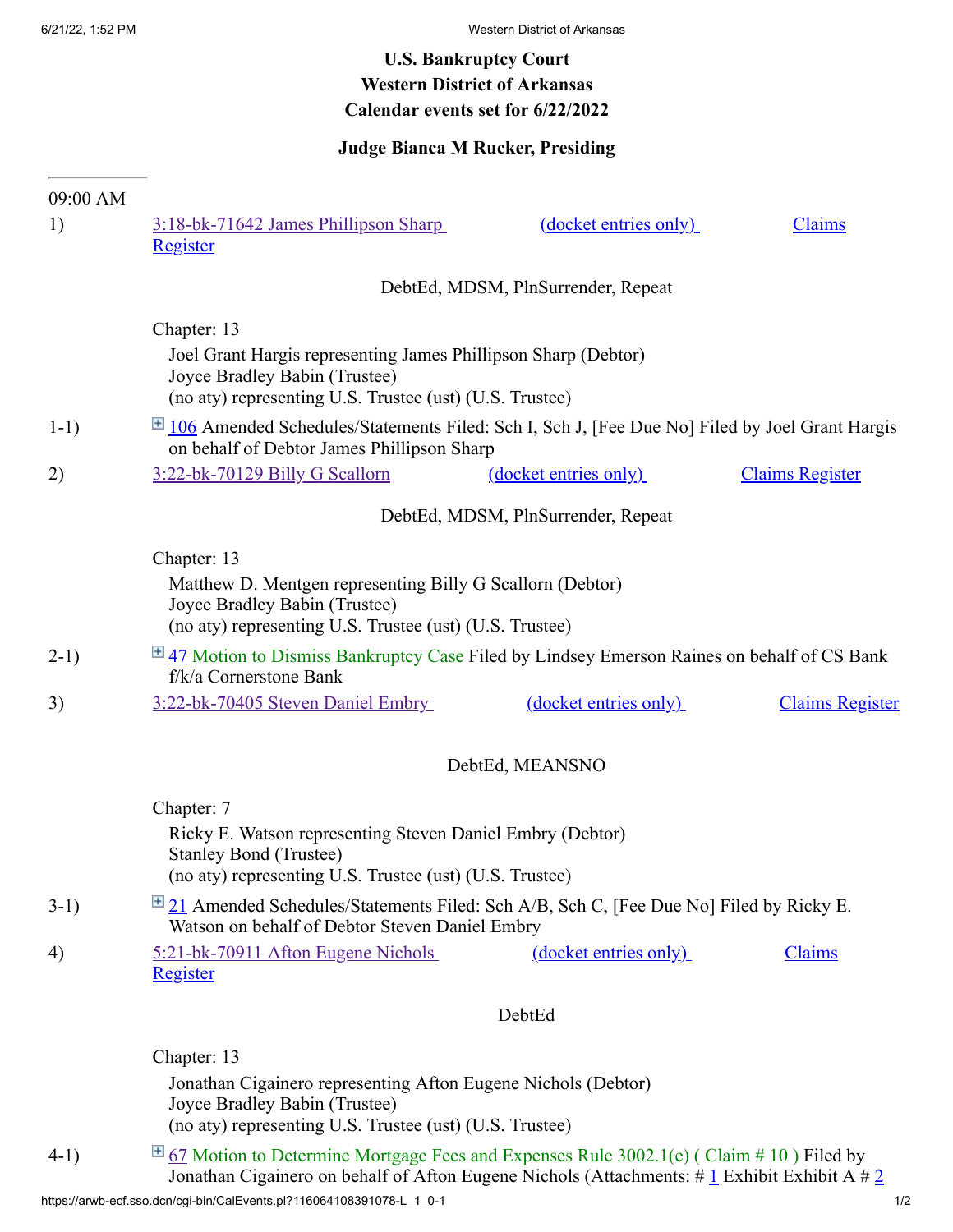**U.S. Bankruptcy Court**
**Western District of Arkansas**
**Calendar events set for 6/22/2022**

**Judge Bianca M Rucker, Presiding**

---

09:00 AM

1) 3:18-bk-71642 James Phillipson Sharp (docket entries only) Claims Register

DebtEd, MDSM, PlnSurrender, Repeat

Chapter: 13
Joel Grant Hargis representing James Phillipson Sharp (Debtor)
Joyce Bradley Babin (Trustee)
(no aty) representing U.S. Trustee (ust) (U.S. Trustee)

1-1) 106 Amended Schedules/Statements Filed: Sch I, Sch J, [Fee Due No] Filed by Joel Grant Hargis on behalf of Debtor James Phillipson Sharp

2) 3:22-bk-70129 Billy G Scallorn (docket entries only) Claims Register

DebtEd, MDSM, PlnSurrender, Repeat

Chapter: 13
Matthew D. Mentgen representing Billy G Scallorn (Debtor)
Joyce Bradley Babin (Trustee)
(no aty) representing U.S. Trustee (ust) (U.S. Trustee)

2-1) 47 Motion to Dismiss Bankruptcy Case Filed by Lindsey Emerson Raines on behalf of CS Bank f/k/a Cornerstone Bank

3) 3:22-bk-70405 Steven Daniel Embry (docket entries only) Claims Register

DebtEd, MEANSNO

Chapter: 7
Ricky E. Watson representing Steven Daniel Embry (Debtor)
Stanley Bond (Trustee)
(no aty) representing U.S. Trustee (ust) (U.S. Trustee)

3-1) 21 Amended Schedules/Statements Filed: Sch A/B, Sch C, [Fee Due No] Filed by Ricky E. Watson on behalf of Debtor Steven Daniel Embry

4) 5:21-bk-70911 Afton Eugene Nichols (docket entries only) Claims Register

DebtEd

Chapter: 13
Jonathan Cigainero representing Afton Eugene Nichols (Debtor)
Joyce Bradley Babin (Trustee)
(no aty) representing U.S. Trustee (ust) (U.S. Trustee)

4-1) 67 Motion to Determine Mortgage Fees and Expenses Rule 3002.1(e) ( Claim # 10 ) Filed by Jonathan Cigainero on behalf of Afton Eugene Nichols (Attachments: # 1 Exhibit Exhibit A # 2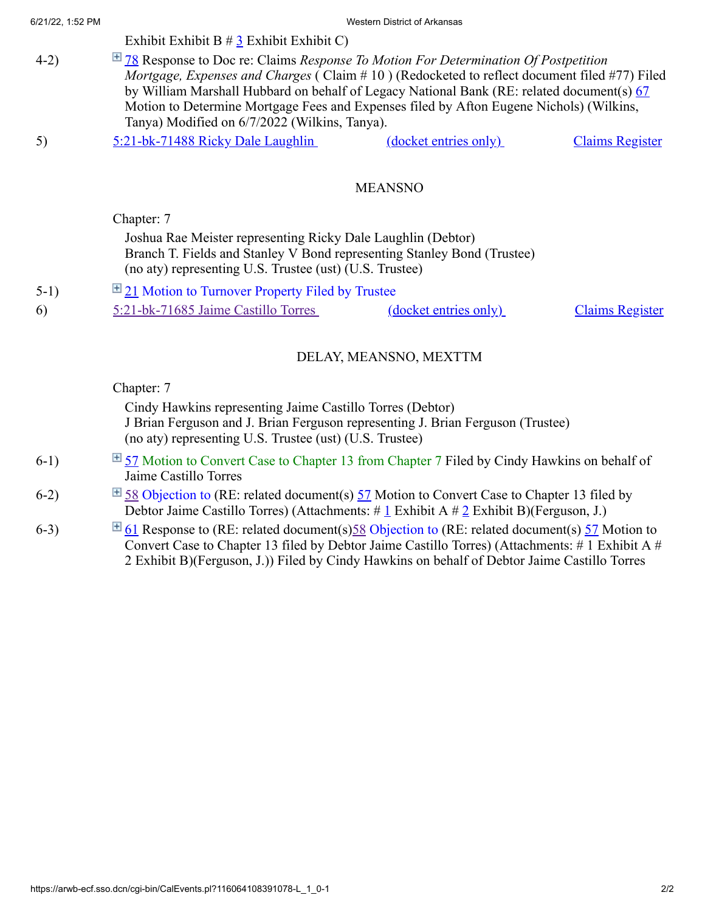Exhibit Exhibit B # 3 Exhibit Exhibit C)

4-2) 78 Response to Doc re: Claims *Response To Motion For Determination Of Postpetition Mortgage, Expenses and Charges* ( Claim # 10 ) (Redocketed to reflect document filed #77) Filed by William Marshall Hubbard on behalf of Legacy National Bank (RE: related document(s) 67 Motion to Determine Mortgage Fees and Expenses filed by Afton Eugene Nichols) (Wilkins, Tanya) Modified on 6/7/2022 (Wilkins, Tanya).

5) 5:21-bk-71488 Ricky Dale Laughlin (docket entries only) Claims Register

MEANSNO

Chapter: 7

Joshua Rae Meister representing Ricky Dale Laughlin (Debtor)
Branch T. Fields and Stanley V Bond representing Stanley Bond (Trustee)
(no aty) representing U.S. Trustee (ust) (U.S. Trustee)

5-1) 21 Motion to Turnover Property Filed by Trustee

6) 5:21-bk-71685 Jaime Castillo Torres (docket entries only) Claims Register

DELAY, MEANSNO, MEXTTM

Chapter: 7

Cindy Hawkins representing Jaime Castillo Torres (Debtor)
J Brian Ferguson and J. Brian Ferguson representing J. Brian Ferguson (Trustee)
(no aty) representing U.S. Trustee (ust) (U.S. Trustee)

6-1) 57 Motion to Convert Case to Chapter 13 from Chapter 7 Filed by Cindy Hawkins on behalf of Jaime Castillo Torres

6-2) 58 Objection to (RE: related document(s) 57 Motion to Convert Case to Chapter 13 filed by Debtor Jaime Castillo Torres) (Attachments: # 1 Exhibit A # 2 Exhibit B)(Ferguson, J.)

6-3) 61 Response to (RE: related document(s)58 Objection to (RE: related document(s) 57 Motion to Convert Case to Chapter 13 filed by Debtor Jaime Castillo Torres) (Attachments: # 1 Exhibit A # 2 Exhibit B)(Ferguson, J.)) Filed by Cindy Hawkins on behalf of Debtor Jaime Castillo Torres